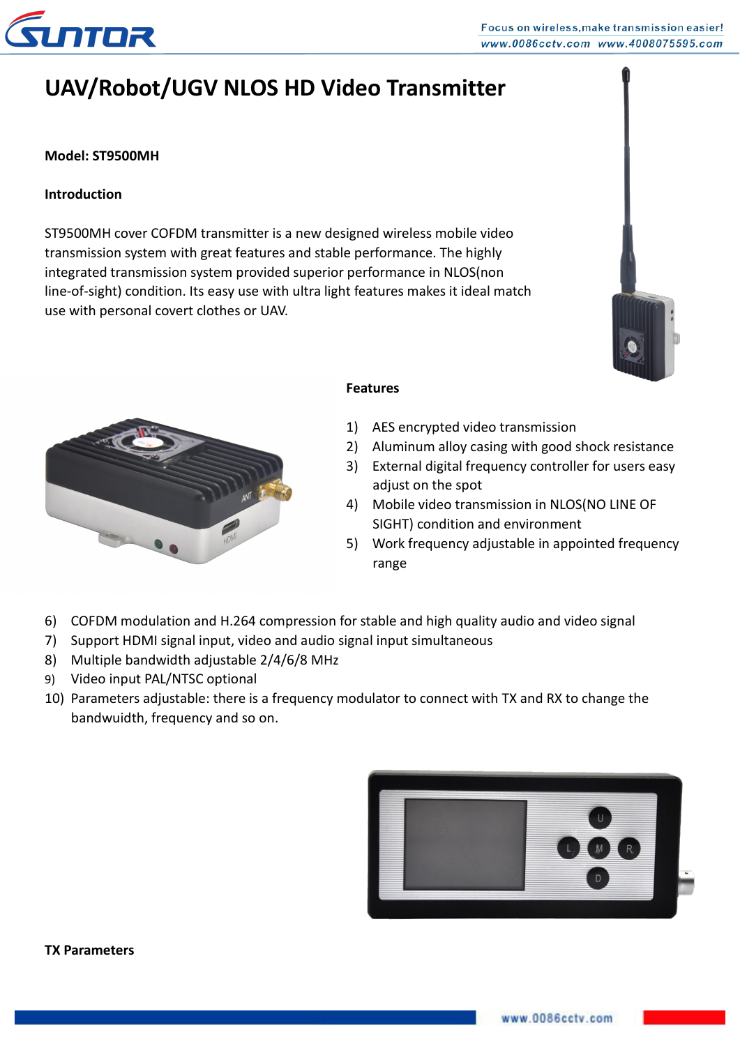# UAV/Robot/UGV NLOS HD Video Transmitter

**Model: ST9500MH**

**Introduction**

ST9500MH cover COFDM transmitter is a new designed wireless mobile video transmission system with great features and stable performance. The highly integrated transmission system provided superior performance in NLOS(non line-of-sight) condition. Its easy use with ultra light features makes it ideal match use with personal covert clothes or UAV.

**Features**

1) AES encrypted video transmission
2) Aluminum alloy casing with good shock resistance
3) External digital frequency controller for users easy adjust on the spot
4) Mobile video transmission in NLOS(NO LINE OF SIGHT) condition and environment
5) Work frequency adjustable in appointed frequency range
6) COFDM modulation and H.264 compression for stable and high quality audio and video signal
7) Support HDMI signal input, video and audio signal input simultaneous
8) Multiple bandwidth adjustable 2/4/6/8 MHz
9) Video input PAL/NTSC optional
10) Parameters adjustable: there is a frequency modulator to connect with TX and RX to change the bandwuidth, frequency and so on.

**TX Parameters**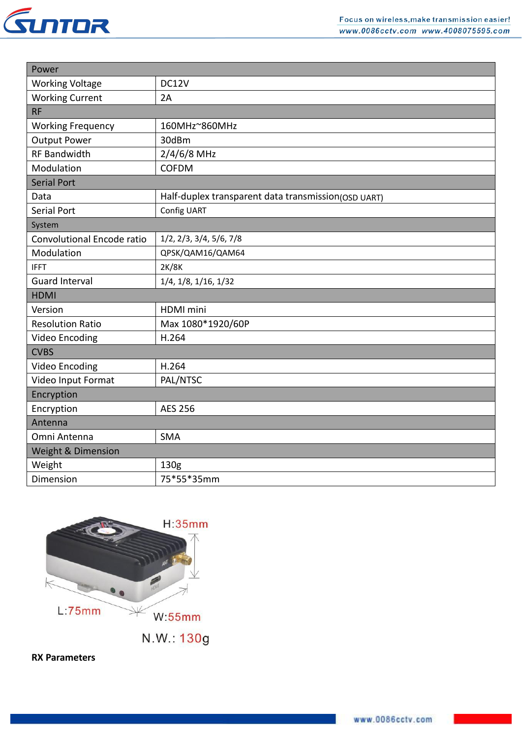| Power | |
|---|---|
| Working Voltage | DC12V |
| Working Current | 2A |
| **RF** | |
| Working Frequency | 160MHz~860MHz |
| Output Power | 30dBm |
| RF Bandwidth | 2/4/6/8 MHz |
| Modulation | COFDM |
| **Serial Port** | |
| Data | Half-duplex transparent data transmission(OSD UART) |
| Serial Port | Config UART |
| **System** | |
| Convolutional Encode ratio | 1/2, 2/3, 3/4, 5/6, 7/8 |
| Modulation | QPSK/QAM16/QAM64 |
| IFFT | 2K/8K |
| Guard Interval | 1/4, 1/8, 1/16, 1/32 |
| **HDMI** | |
| Version | HDMI mini |
| Resolution Ratio | Max 1080*1920/60P |
| Video Encoding | H.264 |
| **CVBS** | |
| Video Encoding | H.264 |
| Video Input Format | PAL/NTSC |
| **Encryption** | |
| Encryption | AES 256 |
| **Antenna** | |
| Omni Antenna | SMA |
| **Weight & Dimension** | |
| Weight | 130g |
| Dimension | 75*55*35mm |

H:35mm

L:75mm

W:55mm

N.W.: 130g

**RX Parameters**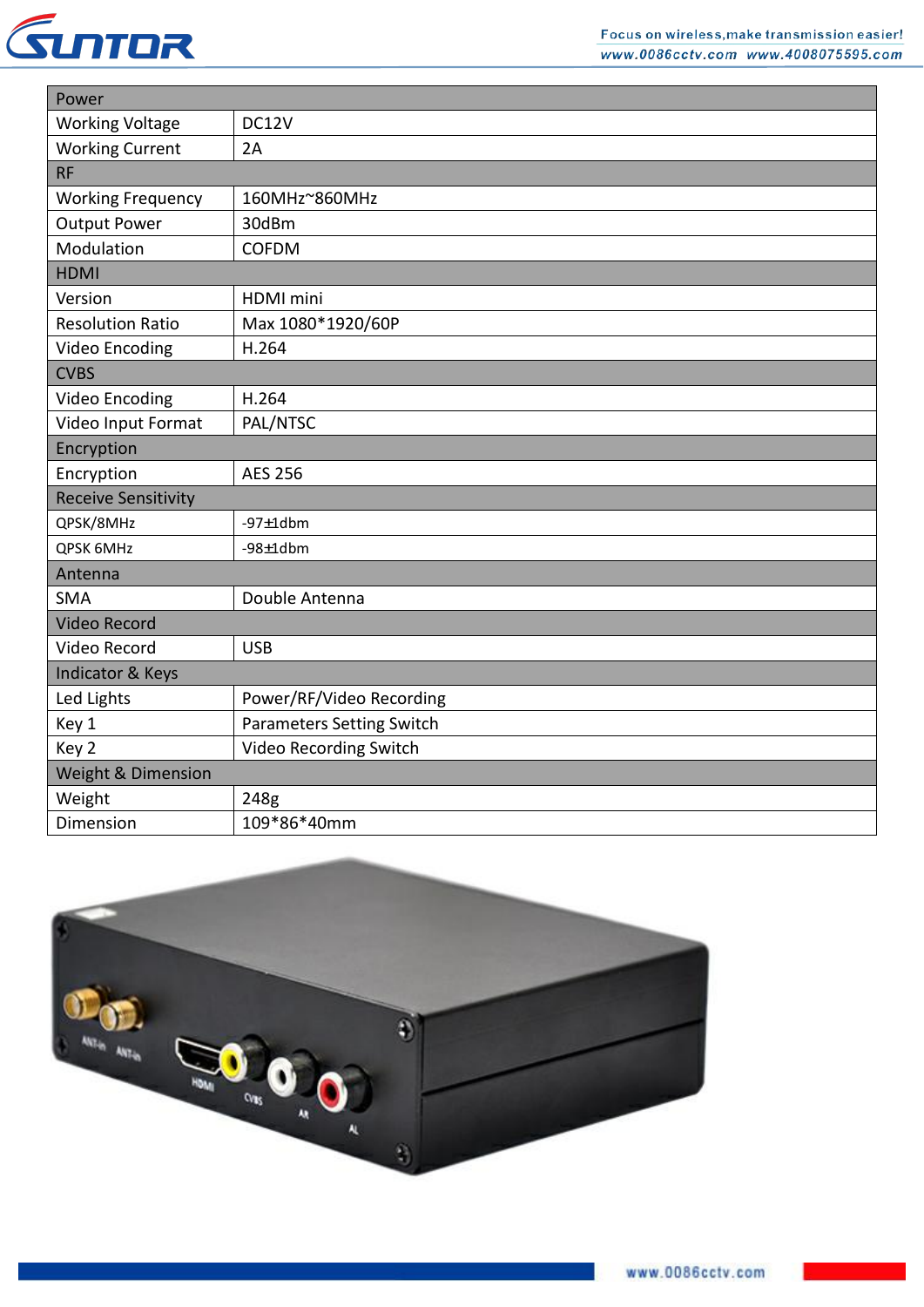| | |
|---|---|
| Power | |
| Working Voltage | DC12V |
| Working Current | 2A |
| RF | |
| Working Frequency | 160MHz~860MHz |
| Output Power | 30dBm |
| Modulation | COFDM |
| HDMI | |
| Version | HDMI mini |
| Resolution Ratio | Max 1080*1920/60P |
| Video Encoding | H.264 |
| CVBS | |
| Video Encoding | H.264 |
| Video Input Format | PAL/NTSC |
| Encryption | |
| Encryption | AES 256 |
| Receive Sensitivity | |
| QPSK/8MHz | -97±1dbm |
| QPSK 6MHz | -98±1dbm |
| Antenna | |
| SMA | Double Antenna |
| Video Record | |
| Video Record | USB |
| Indicator & Keys | |
| Led Lights | Power/RF/Video Recording |
| Key 1 | Parameters Setting Switch |
| Key 2 | Video Recording Switch |
| Weight & Dimension | |
| Weight | 248g |
| Dimension | 109*86*40mm |